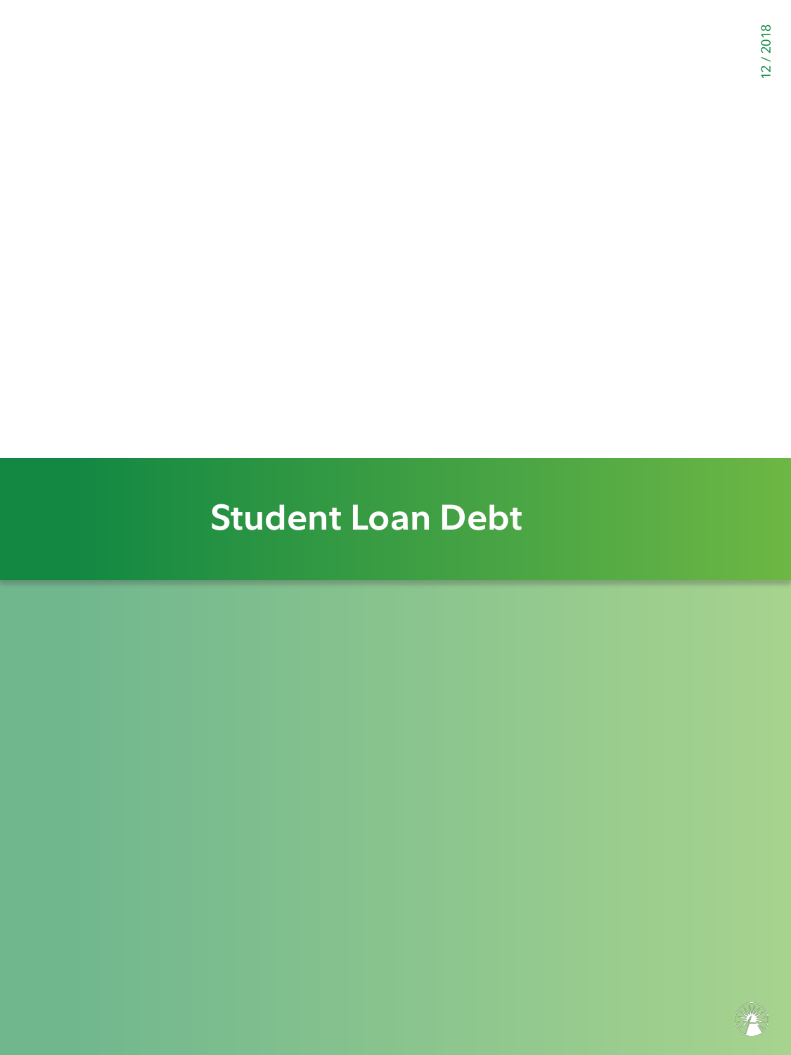12 / 2018

# Student Loan Debt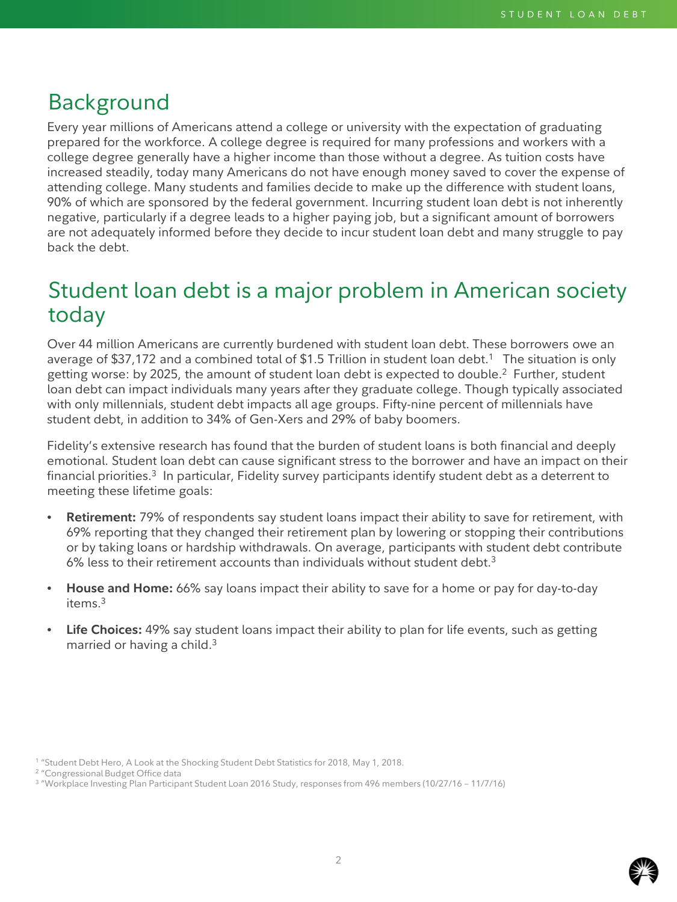## Background

Every year millions of Americans attend a college or university with the expectation of graduating prepared for the workforce. A college degree is required for many professions and workers with a college degree generally have a higher income than those without a degree. As tuition costs have increased steadily, today many Americans do not have enough money saved to cover the expense of attending college. Many students and families decide to make up the difference with student loans, 90% of which are sponsored by the federal government. Incurring student loan debt is not inherently negative, particularly if a degree leads to a higher paying job, but a significant amount of borrowers are not adequately informed before they decide to incur student loan debt and many struggle to pay back the debt.

## Student loan debt is a major problem in American society today

Over 44 million Americans are currently burdened with student loan debt. These borrowers owe an average of $37,172 and a combined total of $1.5 Trillion in student loan debt.[1] The situation is only getting worse: by 2025, the amount of student loan debt is expected to double.[2] Further, student loan debt can impact individuals many years after they graduate college. Though typically associated with only millennials, student debt impacts all age groups. Fifty-nine percent of millennials have student debt, in addition to 34% of Gen-Xers and 29% of baby boomers.

Fidelity's extensive research has found that the burden of student loans is both financial and deeply emotional. Student loan debt can cause significant stress to the borrower and have an impact on their financial priorities.[3] In particular, Fidelity survey participants identify student debt as a deterrent to meeting these lifetime goals:

- **Retirement:** 79% of respondents say student loans impact their ability to save for retirement, with 69% reporting that they changed their retirement plan by lowering or stopping their contributions or by taking loans or hardship withdrawals. On average, participants with student debt contribute 6% less to their retirement accounts than individuals without student debt.[3]
- **House and Home:** 66% say loans impact their ability to save for a home or pay for day-to-day items.[3]
- **Life Choices:** 49% say student loans impact their ability to plan for life events, such as getting married or having a child.[3]

[1] "Student Debt Hero, A Look at the Shocking Student Debt Statistics for 2018, May 1, 2018.
[2] "Congressional Budget Office data
[3] "Workplace Investing Plan Participant Student Loan 2016 Study, responses from 496 members (10/27/16 – 11/7/16)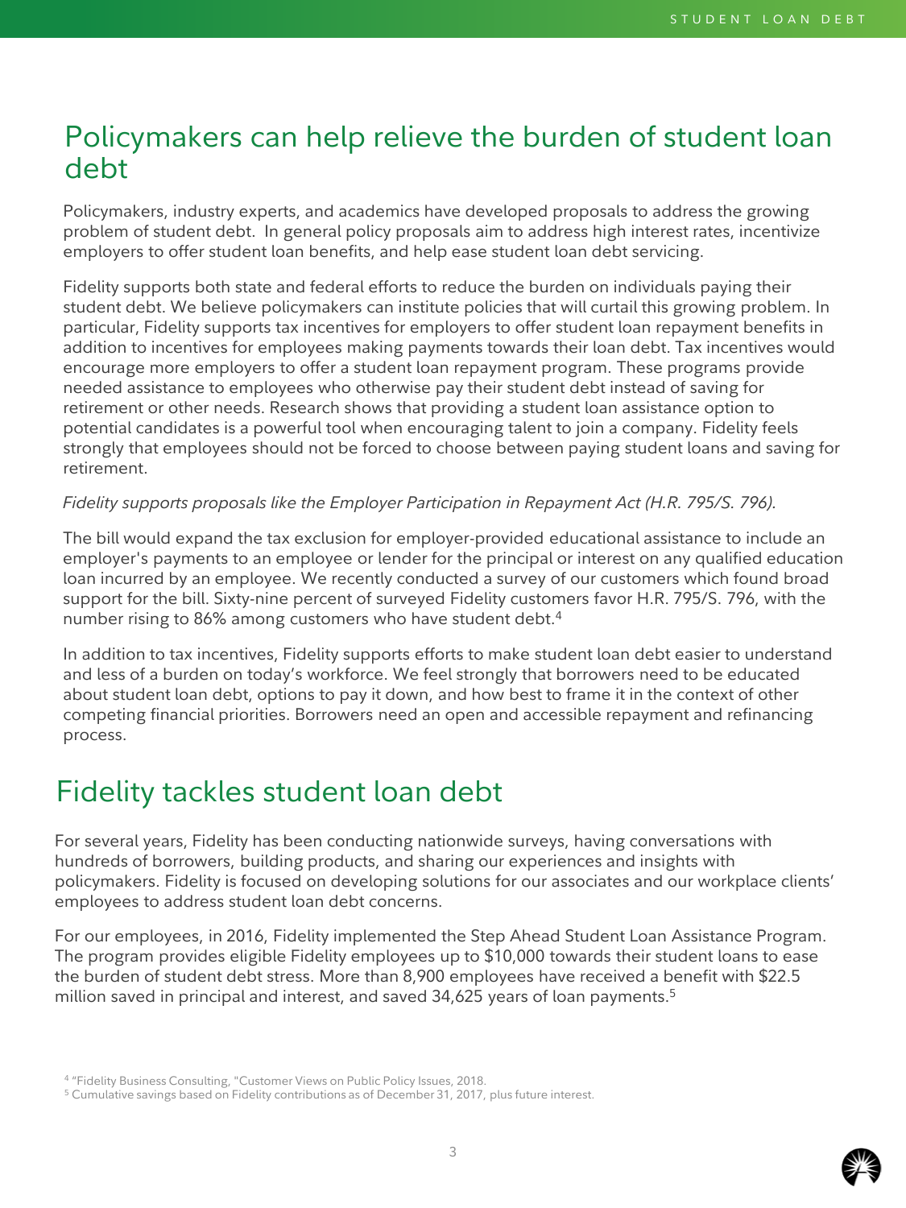## Policymakers can help relieve the burden of student loan debt

Policymakers, industry experts, and academics have developed proposals to address the growing problem of student debt. In general policy proposals aim to address high interest rates, incentivize employers to offer student loan benefits, and help ease student loan debt servicing.

Fidelity supports both state and federal efforts to reduce the burden on individuals paying their student debt. We believe policymakers can institute policies that will curtail this growing problem. In particular, Fidelity supports tax incentives for employers to offer student loan repayment benefits in addition to incentives for employees making payments towards their loan debt. Tax incentives would encourage more employers to offer a student loan repayment program. These programs provide needed assistance to employees who otherwise pay their student debt instead of saving for retirement or other needs. Research shows that providing a student loan assistance option to potential candidates is a powerful tool when encouraging talent to join a company. Fidelity feels strongly that employees should not be forced to choose between paying student loans and saving for retirement.

*Fidelity supports proposals like the Employer Participation in Repayment Act (H.R. 795/S. 796).*

The bill would expand the tax exclusion for employer-provided educational assistance to include an employer's payments to an employee or lender for the principal or interest on any qualified education loan incurred by an employee. We recently conducted a survey of our customers which found broad support for the bill. Sixty-nine percent of surveyed Fidelity customers favor H.R. 795/S. 796, with the number rising to 86% among customers who have student debt.[4]

In addition to tax incentives, Fidelity supports efforts to make student loan debt easier to understand and less of a burden on today's workforce. We feel strongly that borrowers need to be educated about student loan debt, options to pay it down, and how best to frame it in the context of other competing financial priorities. Borrowers need an open and accessible repayment and refinancing process.

## Fidelity tackles student loan debt

For several years, Fidelity has been conducting nationwide surveys, having conversations with hundreds of borrowers, building products, and sharing our experiences and insights with policymakers. Fidelity is focused on developing solutions for our associates and our workplace clients' employees to address student loan debt concerns.

For our employees, in 2016, Fidelity implemented the Step Ahead Student Loan Assistance Program. The program provides eligible Fidelity employees up to $10,000 towards their student loans to ease the burden of student debt stress. More than 8,900 employees have received a benefit with $22.5 million saved in principal and interest, and saved 34,625 years of loan payments.[5]

[4] "Fidelity Business Consulting, "Customer Views on Public Policy Issues, 2018.

[5] Cumulative savings based on Fidelity contributions as of December 31, 2017, plus future interest.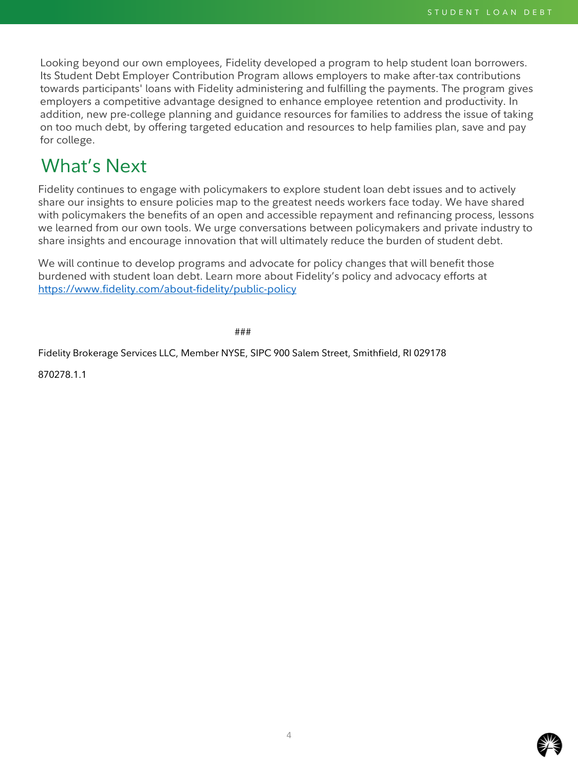Looking beyond our own employees, Fidelity developed a program to help student loan borrowers. Its Student Debt Employer Contribution Program allows employers to make after-tax contributions towards participants' loans with Fidelity administering and fulfilling the payments. The program gives employers a competitive advantage designed to enhance employee retention and productivity. In addition, new pre-college planning and guidance resources for families to address the issue of taking on too much debt, by offering targeted education and resources to help families plan, save and pay for college.

## What's Next

Fidelity continues to engage with policymakers to explore student loan debt issues and to actively share our insights to ensure policies map to the greatest needs workers face today. We have shared with policymakers the benefits of an open and accessible repayment and refinancing process, lessons we learned from our own tools. We urge conversations between policymakers and private industry to share insights and encourage innovation that will ultimately reduce the burden of student debt.

We will continue to develop programs and advocate for policy changes that will benefit those burdened with student loan debt. Learn more about Fidelity's policy and advocacy efforts at [https://www.fidelity.com/about-fidelity/public-policy](https://www.fidelity.com/about-fidelity/public-policy)

###

Fidelity Brokerage Services LLC, Member NYSE, SIPC 900 Salem Street, Smithfield, RI 029178

870278.1.1